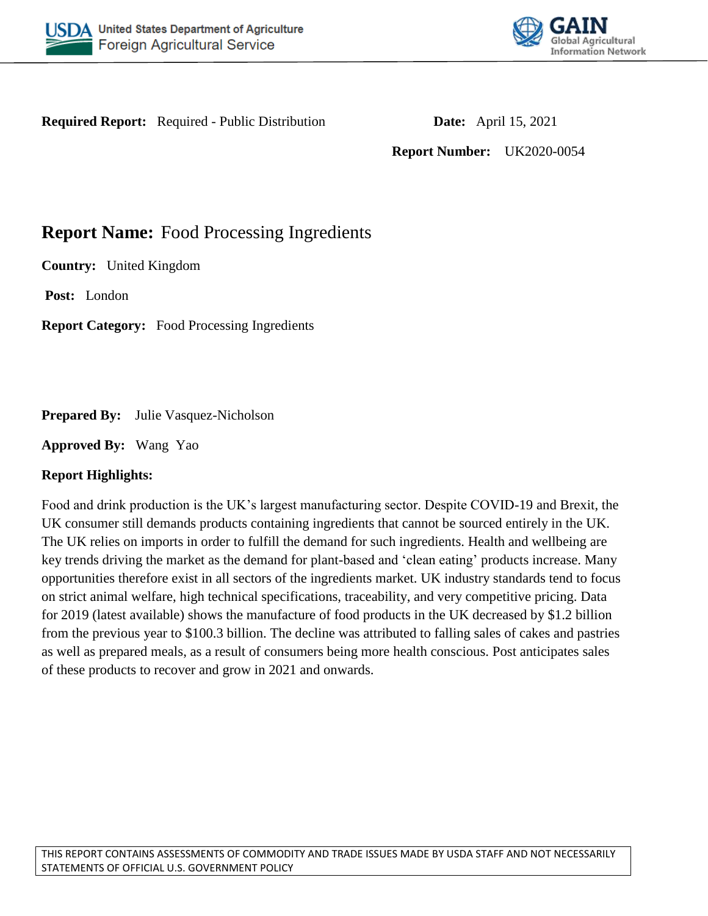**Required Report:** Required - Public Distribution

**Date:** April 15, 2021

**Report Number:** UK2020-0054

# Report Name: Food Processing Ingredients

**Country:** United Kingdom

**Post:** London

**Report Category:** Food Processing Ingredients

**Prepared By:** Julie Vasquez-Nicholson

**Approved By:** Wang Yao

**Report Highlights:**

Food and drink production is the UK's largest manufacturing sector. Despite COVID-19 and Brexit, the UK consumer still demands products containing ingredients that cannot be sourced entirely in the UK. The UK relies on imports in order to fulfill the demand for such ingredients. Health and wellbeing are key trends driving the market as the demand for plant-based and 'clean eating' products increase. Many opportunities therefore exist in all sectors of the ingredients market. UK industry standards tend to focus on strict animal welfare, high technical specifications, traceability, and very competitive pricing. Data for 2019 (latest available) shows the manufacture of food products in the UK decreased by $1.2 billion from the previous year to $100.3 billion. The decline was attributed to falling sales of cakes and pastries as well as prepared meals, as a result of consumers being more health conscious. Post anticipates sales of these products to recover and grow in 2021 and onwards.

THIS REPORT CONTAINS ASSESSMENTS OF COMMODITY AND TRADE ISSUES MADE BY USDA STAFF AND NOT NECESSARILY STATEMENTS OF OFFICIAL U.S. GOVERNMENT POLICY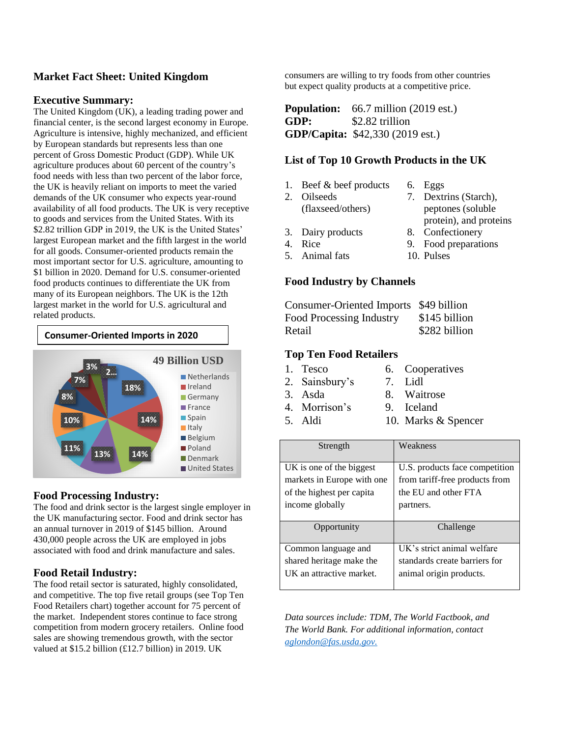## Market Fact Sheet: United Kingdom

### Executive Summary:

The United Kingdom (UK), a leading trading power and financial center, is the second largest economy in Europe. Agriculture is intensive, highly mechanized, and efficient by European standards but represents less than one percent of Gross Domestic Product (GDP). While UK agriculture produces about 60 percent of the country's food needs with less than two percent of the labor force, the UK is heavily reliant on imports to meet the varied demands of the UK consumer who expects year-round availability of all food products. The UK is very receptive to goods and services from the United States. With its $2.82 trillion GDP in 2019, the UK is the United States' largest European market and the fifth largest in the world for all goods. Consumer-oriented products remain the most important sector for U.S. agriculture, amounting to $1 billion in 2020. Demand for U.S. consumer-oriented food products continues to differentiate the UK from many of its European neighbors. The UK is the 12th largest market in the world for U.S. agricultural and related products.

**Consumer-Oriented Imports in 2020**

49 Billion USD

| Country | Share |
|---|---|
| Netherlands | 18% |
| Ireland | 14% |
| Germany | 14% |
| France | 13% |
| Spain | 11% |
| Italy | 10% |
| Belgium | 8% |
| Poland | 7% |
| Denmark | 3% |
| United States | 2... |

### Food Processing Industry:

The food and drink sector is the largest single employer in the UK manufacturing sector. Food and drink sector has an annual turnover in 2019 of $145 billion. Around 430,000 people across the UK are employed in jobs associated with food and drink manufacture and sales.

### Food Retail Industry:

The food retail sector is saturated, highly consolidated, and competitive. The top five retail groups (see Top Ten Food Retailers chart) together account for 75 percent of the market. Independent stores continue to face strong competition from modern grocery retailers. Online food sales are showing tremendous growth, with the sector valued at $15.2 billion (£12.7 billion) in 2019. UK consumers are willing to try foods from other countries but expect quality products at a competitive price.

**Population:** 66.7 million (2019 est.)
**GDP:** $2.82 trillion
**GDP/Capita:** $42,330 (2019 est.)

### List of Top 10 Growth Products in the UK

1. Beef & beef products
2. Oilseeds (flaxseed/others)
3. Dairy products
4. Rice
5. Animal fats
6. Eggs
7. Dextrins (Starch), peptones (soluble protein), and proteins
8. Confectionery
9. Food preparations
10. Pulses

### Food Industry by Channels

| Channel | Value |
|---|---|
| Consumer-Oriented Imports | $49 billion |
| Food Processing Industry | $145 billion |
| Retail | $282 billion |

### Top Ten Food Retailers

1. Tesco
2. Sainsbury's
3. Asda
4. Morrison's
5. Aldi
6. Cooperatives
7. Lidl
8. Waitrose
9. Iceland
10. Marks & Spencer

| Strength | Weakness |
|---|---|
| UK is one of the biggest markets in Europe with one of the highest per capita income globally | U.S. products face competition from tariff-free products from the EU and other FTA partners. |
| **Opportunity** | **Challenge** |
| Common language and shared heritage make the UK an attractive market. | UK's strict animal welfare standards create barriers for animal origin products. |

*Data sources include: TDM, The World Factbook, and The World Bank. For additional information, contact [aglondon@fas.usda.gov.](mailto:aglondon@fas.usda.gov)*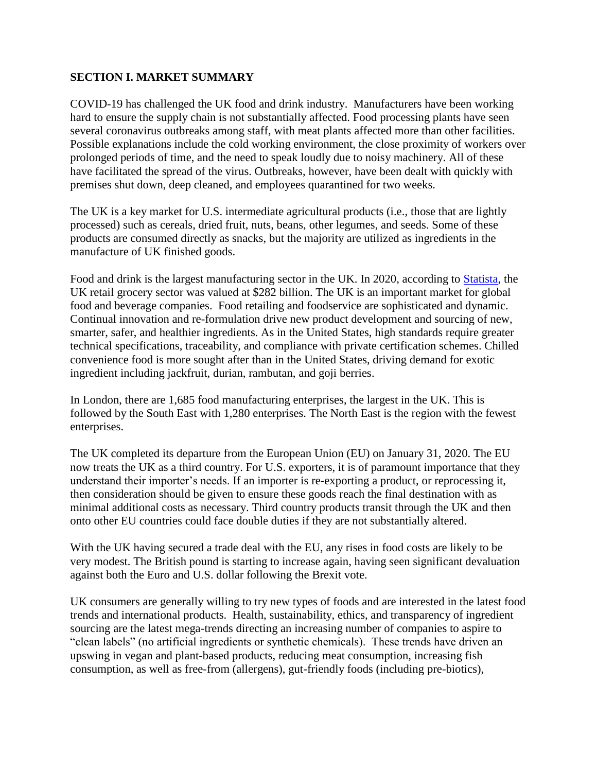## SECTION I. MARKET SUMMARY

COVID-19 has challenged the UK food and drink industry. Manufacturers have been working hard to ensure the supply chain is not substantially affected. Food processing plants have seen several coronavirus outbreaks among staff, with meat plants affected more than other facilities. Possible explanations include the cold working environment, the close proximity of workers over prolonged periods of time, and the need to speak loudly due to noisy machinery. All of these have facilitated the spread of the virus. Outbreaks, however, have been dealt with quickly with premises shut down, deep cleaned, and employees quarantined for two weeks.

The UK is a key market for U.S. intermediate agricultural products (i.e., those that are lightly processed) such as cereals, dried fruit, nuts, beans, other legumes, and seeds. Some of these products are consumed directly as snacks, but the majority are utilized as ingredients in the manufacture of UK finished goods.

Food and drink is the largest manufacturing sector in the UK. In 2020, according to Statista, the UK retail grocery sector was valued at $282 billion. The UK is an important market for global food and beverage companies. Food retailing and foodservice are sophisticated and dynamic. Continual innovation and re-formulation drive new product development and sourcing of new, smarter, safer, and healthier ingredients. As in the United States, high standards require greater technical specifications, traceability, and compliance with private certification schemes. Chilled convenience food is more sought after than in the United States, driving demand for exotic ingredient including jackfruit, durian, rambutan, and goji berries.

In London, there are 1,685 food manufacturing enterprises, the largest in the UK. This is followed by the South East with 1,280 enterprises. The North East is the region with the fewest enterprises.

The UK completed its departure from the European Union (EU) on January 31, 2020. The EU now treats the UK as a third country. For U.S. exporters, it is of paramount importance that they understand their importer's needs. If an importer is re-exporting a product, or reprocessing it, then consideration should be given to ensure these goods reach the final destination with as minimal additional costs as necessary. Third country products transit through the UK and then onto other EU countries could face double duties if they are not substantially altered.

With the UK having secured a trade deal with the EU, any rises in food costs are likely to be very modest. The British pound is starting to increase again, having seen significant devaluation against both the Euro and U.S. dollar following the Brexit vote.

UK consumers are generally willing to try new types of foods and are interested in the latest food trends and international products. Health, sustainability, ethics, and transparency of ingredient sourcing are the latest mega-trends directing an increasing number of companies to aspire to "clean labels" (no artificial ingredients or synthetic chemicals). These trends have driven an upswing in vegan and plant-based products, reducing meat consumption, increasing fish consumption, as well as free-from (allergens), gut-friendly foods (including pre-biotics),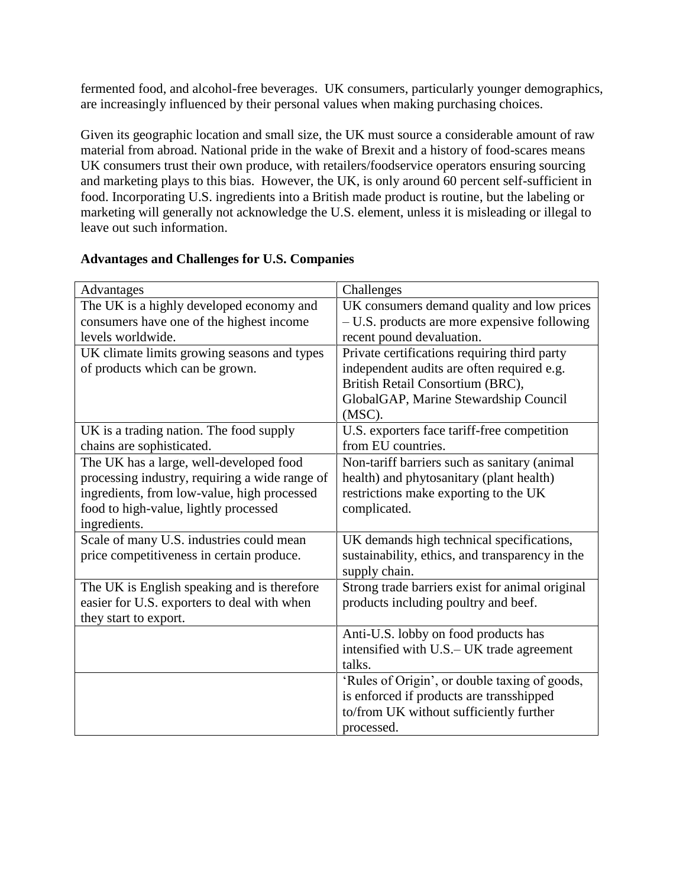fermented food, and alcohol-free beverages. UK consumers, particularly younger demographics, are increasingly influenced by their personal values when making purchasing choices.

Given its geographic location and small size, the UK must source a considerable amount of raw material from abroad. National pride in the wake of Brexit and a history of food-scares means UK consumers trust their own produce, with retailers/foodservice operators ensuring sourcing and marketing plays to this bias. However, the UK, is only around 60 percent self-sufficient in food. Incorporating U.S. ingredients into a British made product is routine, but the labeling or marketing will generally not acknowledge the U.S. element, unless it is misleading or illegal to leave out such information.

**Advantages and Challenges for U.S. Companies**

| Advantages | Challenges |
|---|---|
| The UK is a highly developed economy and consumers have one of the highest income levels worldwide. | UK consumers demand quality and low prices – U.S. products are more expensive following recent pound devaluation. |
| UK climate limits growing seasons and types of products which can be grown. | Private certifications requiring third party independent audits are often required e.g. British Retail Consortium (BRC), GlobalGAP, Marine Stewardship Council (MSC). |
| UK is a trading nation. The food supply chains are sophisticated. | U.S. exporters face tariff-free competition from EU countries. |
| The UK has a large, well-developed food processing industry, requiring a wide range of ingredients, from low-value, high processed food to high-value, lightly processed ingredients. | Non-tariff barriers such as sanitary (animal health) and phytosanitary (plant health) restrictions make exporting to the UK complicated. |
| Scale of many U.S. industries could mean price competitiveness in certain produce. | UK demands high technical specifications, sustainability, ethics, and transparency in the supply chain. |
| The UK is English speaking and is therefore easier for U.S. exporters to deal with when they start to export. | Strong trade barriers exist for animal original products including poultry and beef. |
| | Anti-U.S. lobby on food products has intensified with U.S.– UK trade agreement talks. |
| | 'Rules of Origin', or double taxing of goods, is enforced if products are transshipped to/from UK without sufficiently further processed. |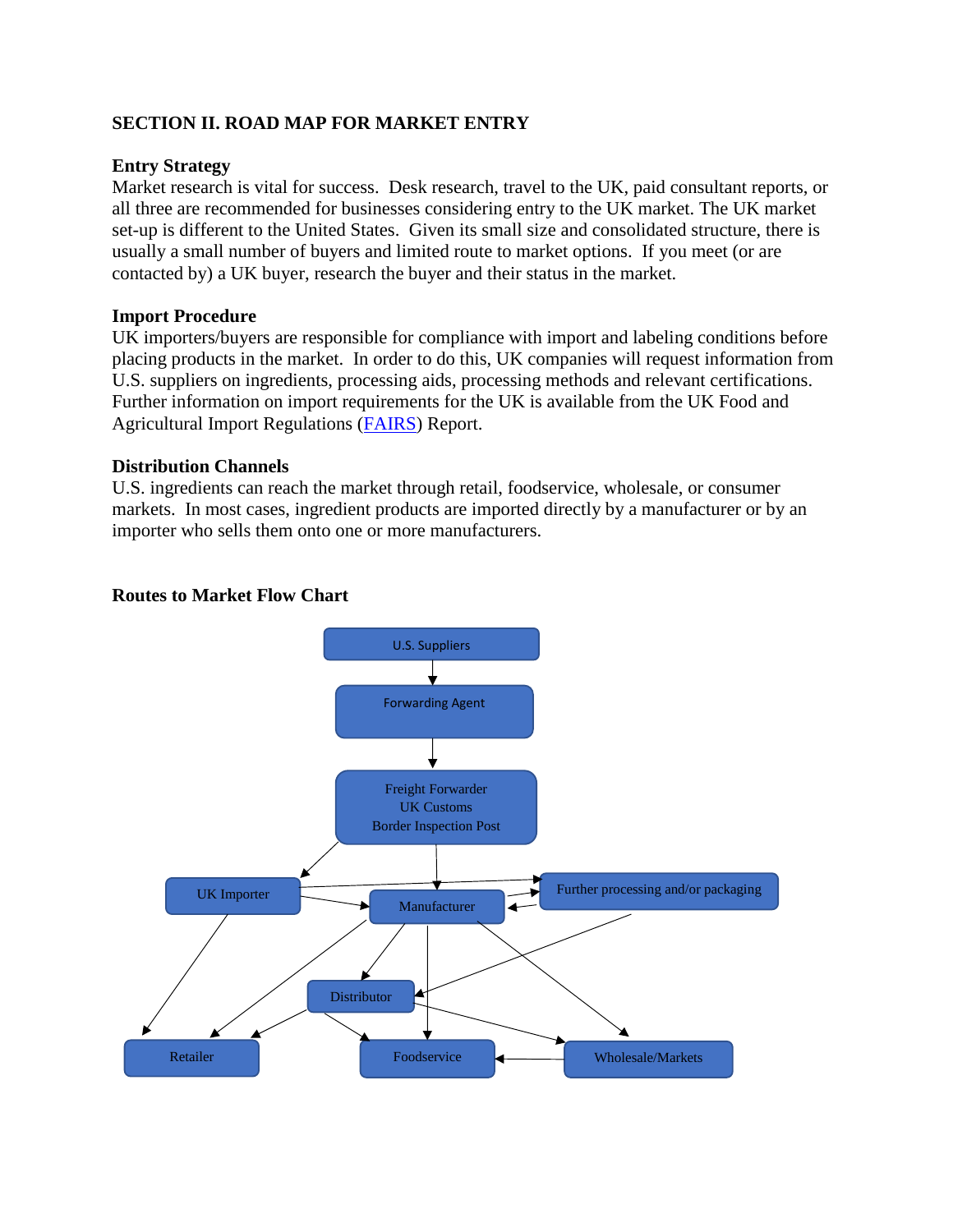## SECTION II. ROAD MAP FOR MARKET ENTRY

### Entry Strategy

Market research is vital for success. Desk research, travel to the UK, paid consultant reports, or all three are recommended for businesses considering entry to the UK market. The UK market set-up is different to the United States. Given its small size and consolidated structure, there is usually a small number of buyers and limited route to market options. If you meet (or are contacted by) a UK buyer, research the buyer and their status in the market.

### Import Procedure

UK importers/buyers are responsible for compliance with import and labeling conditions before placing products in the market. In order to do this, UK companies will request information from U.S. suppliers on ingredients, processing aids, processing methods and relevant certifications. Further information on import requirements for the UK is available from the UK Food and Agricultural Import Regulations (FAIRS) Report.

### Distribution Channels

U.S. ingredients can reach the market through retail, foodservice, wholesale, or consumer markets. In most cases, ingredient products are imported directly by a manufacturer or by an importer who sells them onto one or more manufacturers.

### Routes to Market Flow Chart

U.S. Suppliers

Forwarding Agent

Freight Forwarder
UK Customs
Border Inspection Post

UK Importer

Manufacturer

Further processing and/or packaging

Distributor

Retailer

Foodservice

Wholesale/Markets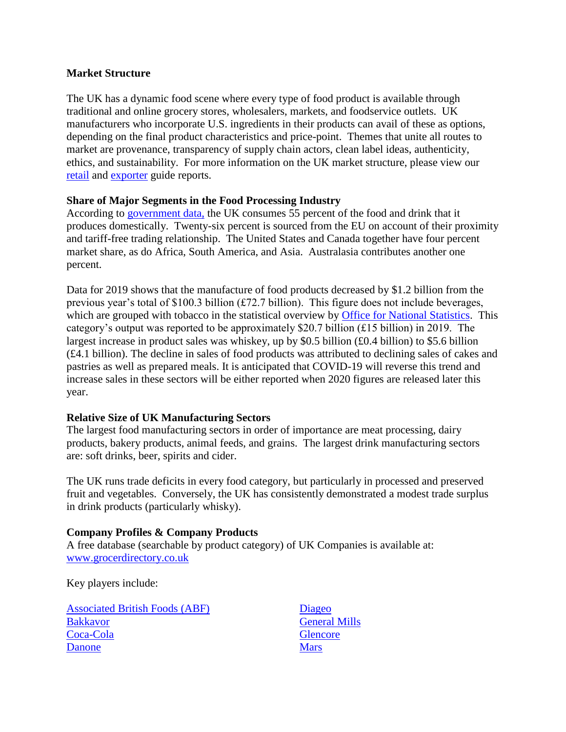**Market Structure**

The UK has a dynamic food scene where every type of food product is available through traditional and online grocery stores, wholesalers, markets, and foodservice outlets. UK manufacturers who incorporate U.S. ingredients in their products can avail of these as options, depending on the final product characteristics and price-point. Themes that unite all routes to market are provenance, transparency of supply chain actors, clean label ideas, authenticity, ethics, and sustainability. For more information on the UK market structure, please view our retail and exporter guide reports.

**Share of Major Segments in the Food Processing Industry**

According to government data, the UK consumes 55 percent of the food and drink that it produces domestically. Twenty-six percent is sourced from the EU on account of their proximity and tariff-free trading relationship. The United States and Canada together have four percent market share, as do Africa, South America, and Asia. Australasia contributes another one percent.

Data for 2019 shows that the manufacture of food products decreased by $1.2 billion from the previous year's total of $100.3 billion (£72.7 billion). This figure does not include beverages, which are grouped with tobacco in the statistical overview by Office for National Statistics. This category's output was reported to be approximately $20.7 billion (£15 billion) in 2019. The largest increase in product sales was whiskey, up by $0.5 billion (£0.4 billion) to $5.6 billion (£4.1 billion). The decline in sales of food products was attributed to declining sales of cakes and pastries as well as prepared meals. It is anticipated that COVID-19 will reverse this trend and increase sales in these sectors will be either reported when 2020 figures are released later this year.

**Relative Size of UK Manufacturing Sectors**

The largest food manufacturing sectors in order of importance are meat processing, dairy products, bakery products, animal feeds, and grains. The largest drink manufacturing sectors are: soft drinks, beer, spirits and cider.

The UK runs trade deficits in every food category, but particularly in processed and preserved fruit and vegetables. Conversely, the UK has consistently demonstrated a modest trade surplus in drink products (particularly whisky).

**Company Profiles & Company Products**

A free database (searchable by product category) of UK Companies is available at: www.grocerdirectory.co.uk

Key players include:

- Associated British Foods (ABF)
- Bakkavor
- Coca-Cola
- Danone
- Diageo
- General Mills
- Glencore
- Mars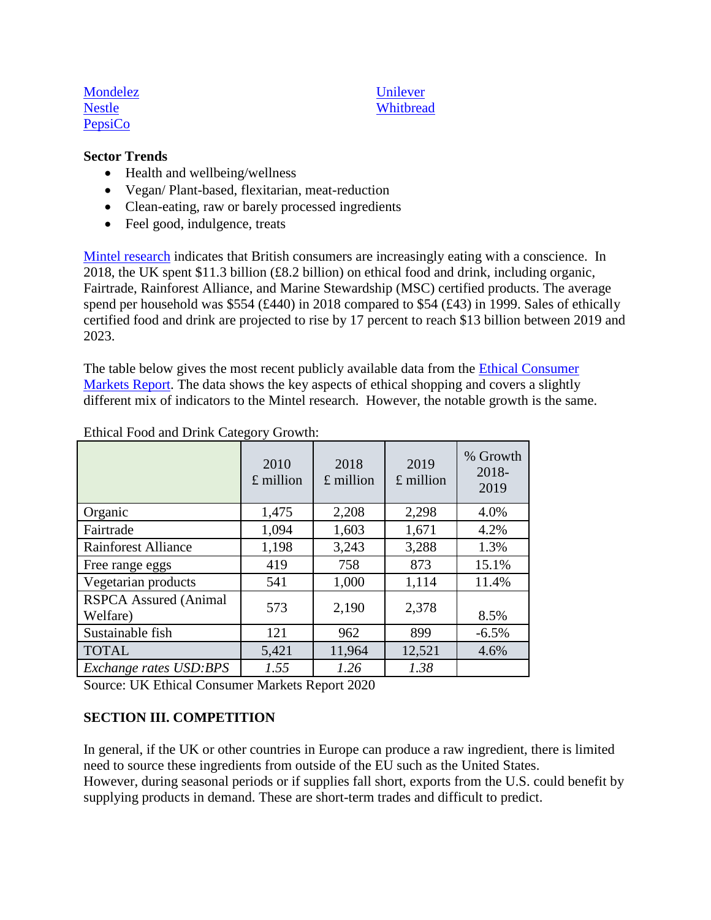Mondelez
Nestle
PepsiCo
Unilever
Whitbread

**Sector Trends**

- Health and wellbeing/wellness
- Vegan/ Plant-based, flexitarian, meat-reduction
- Clean-eating, raw or barely processed ingredients
- Feel good, indulgence, treats

Mintel research indicates that British consumers are increasingly eating with a conscience. In 2018, the UK spent $11.3 billion (£8.2 billion) on ethical food and drink, including organic, Fairtrade, Rainforest Alliance, and Marine Stewardship (MSC) certified products. The average spend per household was $554 (£440) in 2018 compared to $54 (£43) in 1999. Sales of ethically certified food and drink are projected to rise by 17 percent to reach $13 billion between 2019 and 2023.

The table below gives the most recent publicly available data from the Ethical Consumer Markets Report. The data shows the key aspects of ethical shopping and covers a slightly different mix of indicators to the Mintel research. However, the notable growth is the same.

Ethical Food and Drink Category Growth:

| | 2010 £ million | 2018 £ million | 2019 £ million | % Growth 2018-2019 |
|---|---|---|---|---|
| Organic | 1,475 | 2,208 | 2,298 | 4.0% |
| Fairtrade | 1,094 | 1,603 | 1,671 | 4.2% |
| Rainforest Alliance | 1,198 | 3,243 | 3,288 | 1.3% |
| Free range eggs | 419 | 758 | 873 | 15.1% |
| Vegetarian products | 541 | 1,000 | 1,114 | 11.4% |
| RSPCA Assured (Animal Welfare) | 573 | 2,190 | 2,378 | 8.5% |
| Sustainable fish | 121 | 962 | 899 | -6.5% |
| TOTAL | 5,421 | 11,964 | 12,521 | 4.6% |
| *Exchange rates USD:BPS* | *1.55* | *1.26* | *1.38* | |

Source: UK Ethical Consumer Markets Report 2020

**SECTION III. COMPETITION**

In general, if the UK or other countries in Europe can produce a raw ingredient, there is limited need to source these ingredients from outside of the EU such as the United States.
However, during seasonal periods or if supplies fall short, exports from the U.S. could benefit by supplying products in demand. These are short-term trades and difficult to predict.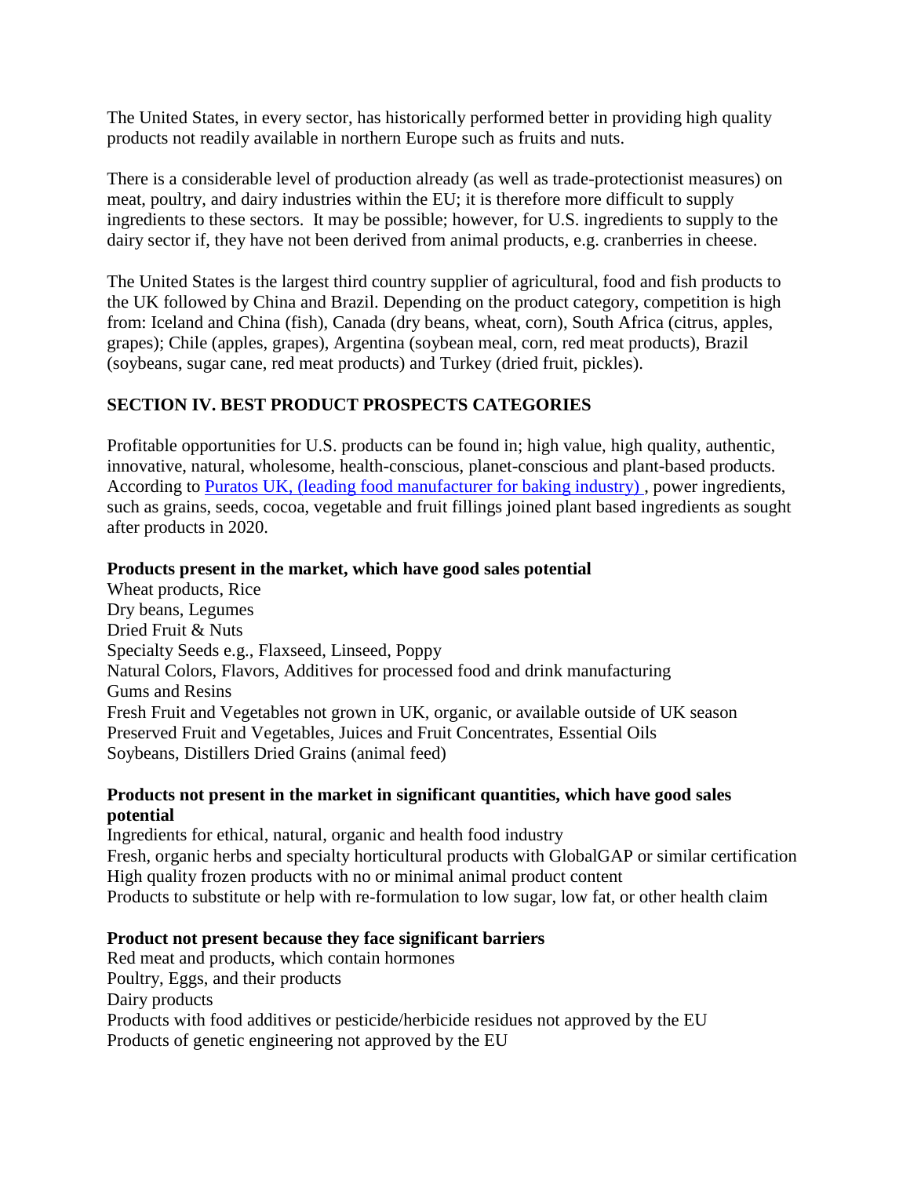The United States, in every sector, has historically performed better in providing high quality products not readily available in northern Europe such as fruits and nuts.

There is a considerable level of production already (as well as trade-protectionist measures) on meat, poultry, and dairy industries within the EU; it is therefore more difficult to supply ingredients to these sectors. It may be possible; however, for U.S. ingredients to supply to the dairy sector if, they have not been derived from animal products, e.g. cranberries in cheese.

The United States is the largest third country supplier of agricultural, food and fish products to the UK followed by China and Brazil. Depending on the product category, competition is high from: Iceland and China (fish), Canada (dry beans, wheat, corn), South Africa (citrus, apples, grapes); Chile (apples, grapes), Argentina (soybean meal, corn, red meat products), Brazil (soybeans, sugar cane, red meat products) and Turkey (dried fruit, pickles).

## SECTION IV. BEST PRODUCT PROSPECTS CATEGORIES

Profitable opportunities for U.S. products can be found in; high value, high quality, authentic, innovative, natural, wholesome, health-conscious, planet-conscious and plant-based products. According to Puratos UK, (leading food manufacturer for baking industry) , power ingredients, such as grains, seeds, cocoa, vegetable and fruit fillings joined plant based ingredients as sought after products in 2020.

**Products present in the market, which have good sales potential**

Wheat products, Rice
Dry beans, Legumes
Dried Fruit & Nuts
Specialty Seeds e.g., Flaxseed, Linseed, Poppy
Natural Colors, Flavors, Additives for processed food and drink manufacturing
Gums and Resins
Fresh Fruit and Vegetables not grown in UK, organic, or available outside of UK season
Preserved Fruit and Vegetables, Juices and Fruit Concentrates, Essential Oils
Soybeans, Distillers Dried Grains (animal feed)

**Products not present in the market in significant quantities, which have good sales potential**

Ingredients for ethical, natural, organic and health food industry
Fresh, organic herbs and specialty horticultural products with GlobalGAP or similar certification
High quality frozen products with no or minimal animal product content
Products to substitute or help with re-formulation to low sugar, low fat, or other health claim

**Product not present because they face significant barriers**

Red meat and products, which contain hormones
Poultry, Eggs, and their products
Dairy products
Products with food additives or pesticide/herbicide residues not approved by the EU
Products of genetic engineering not approved by the EU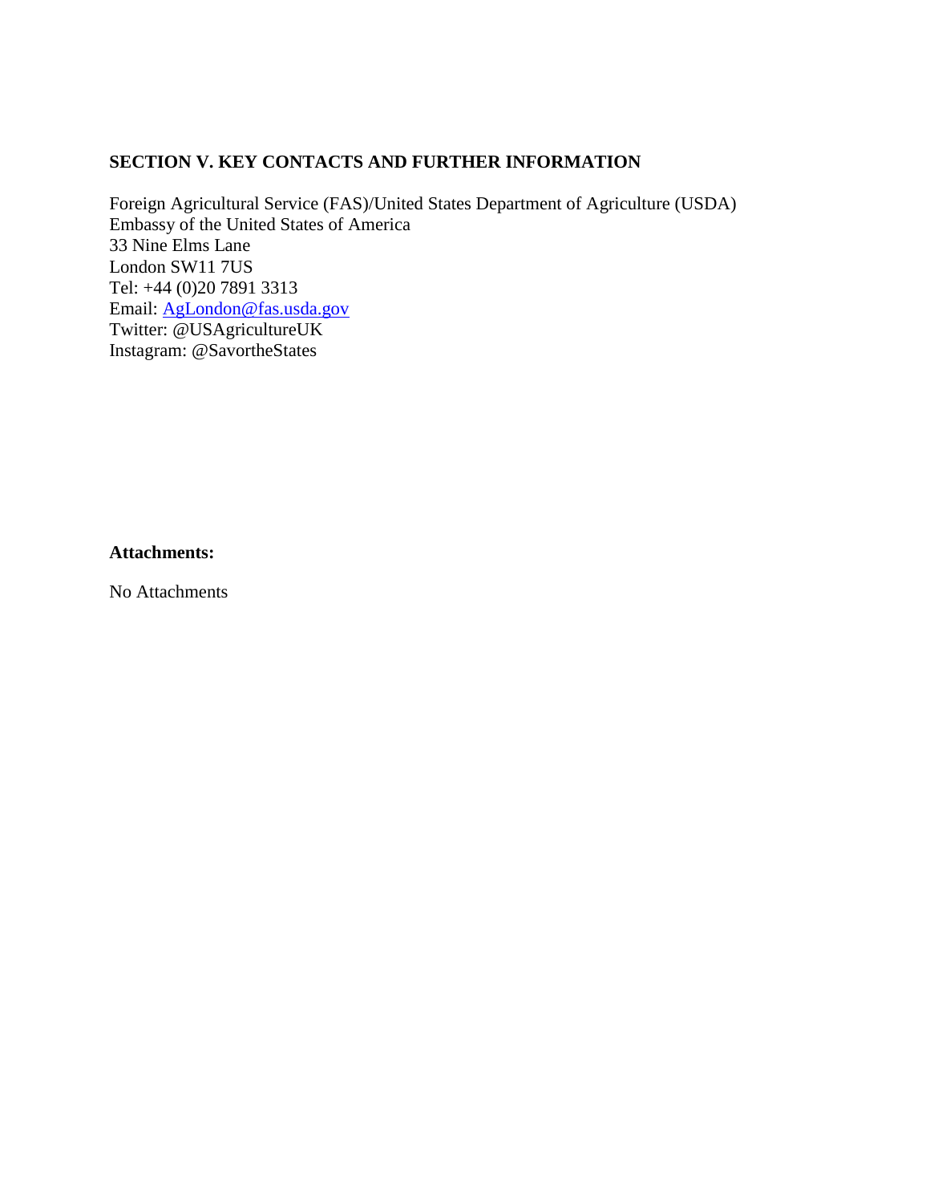## SECTION V. KEY CONTACTS AND FURTHER INFORMATION

Foreign Agricultural Service (FAS)/United States Department of Agriculture (USDA)
Embassy of the United States of America
33 Nine Elms Lane
London SW11 7US
Tel: +44 (0)20 7891 3313
Email: AgLondon@fas.usda.gov
Twitter: @USAgricultureUK
Instagram: @SavortheStates

**Attachments:**

No Attachments